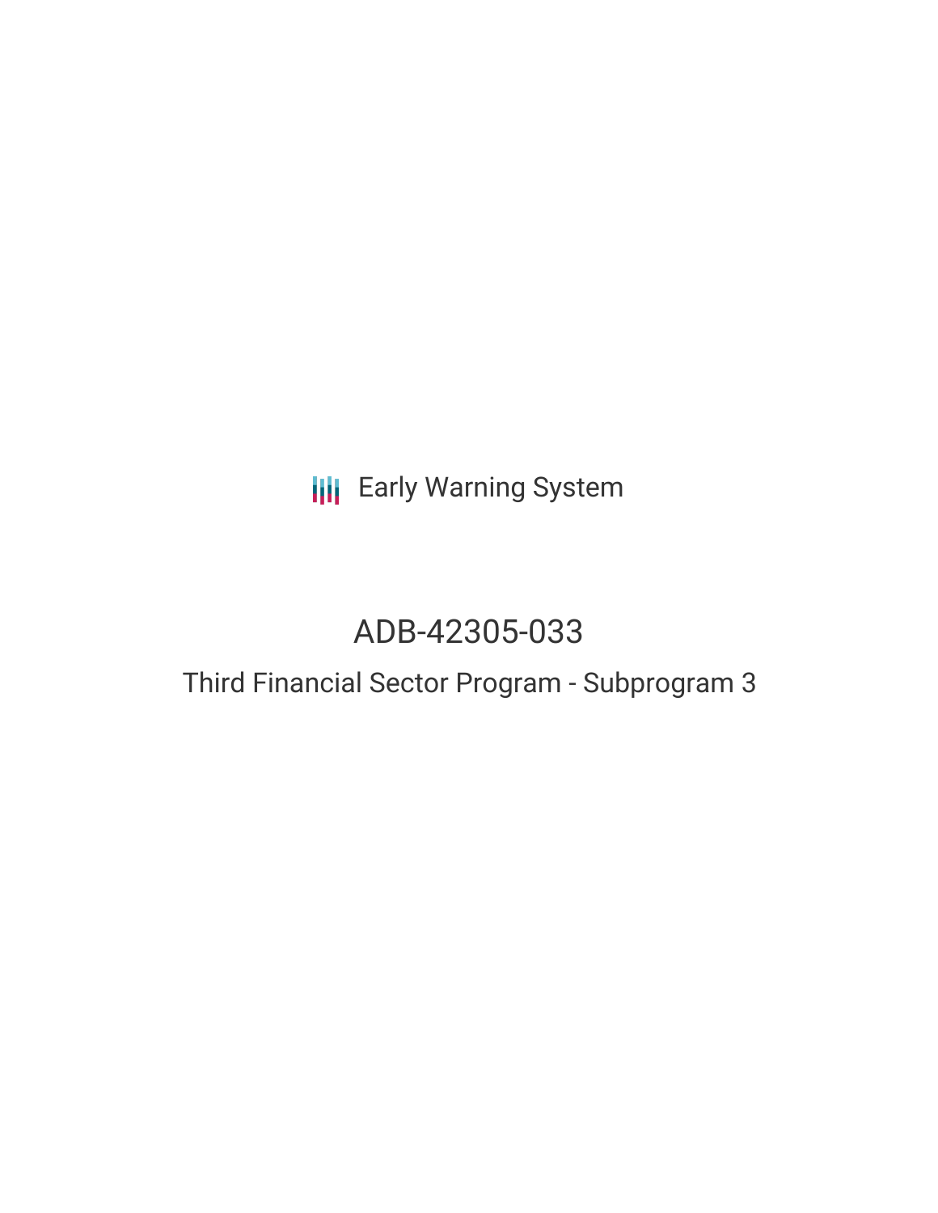Early Warning System

# ADB-42305-033

## Third Financial Sector Program - Subprogram 3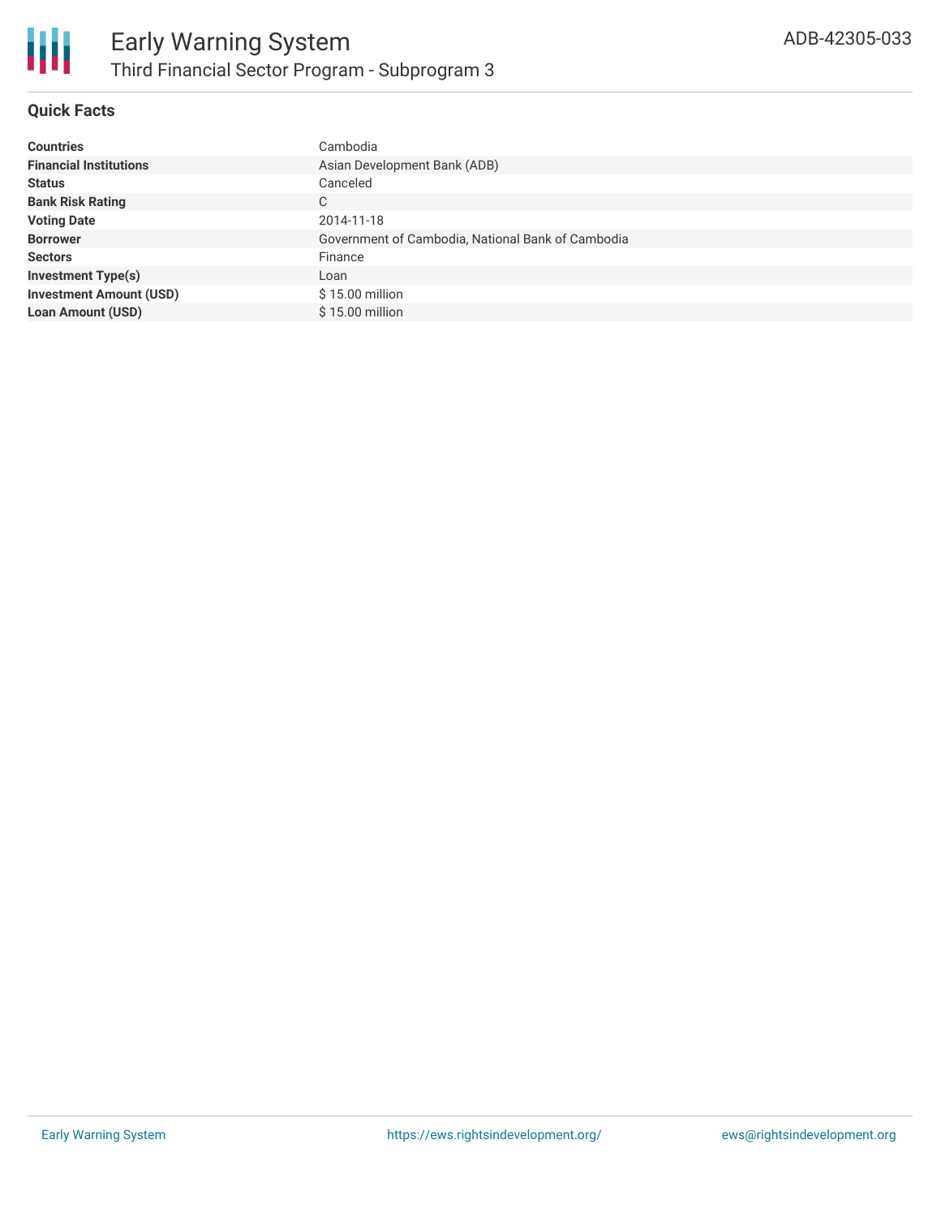# Early Warning System

## Third Financial Sector Program - Subprogram 3

ADB-42305-033

### Quick Facts

| | |
|---|---|
| **Countries** | Cambodia |
| **Financial Institutions** | Asian Development Bank (ADB) |
| **Status** | Canceled |
| **Bank Risk Rating** | C |
| **Voting Date** | 2014-11-18 |
| **Borrower** | Government of Cambodia, National Bank of Cambodia |
| **Sectors** | Finance |
| **Investment Type(s)** | Loan |
| **Investment Amount (USD)** | $ 15.00 million |
| **Loan Amount (USD)** | $ 15.00 million |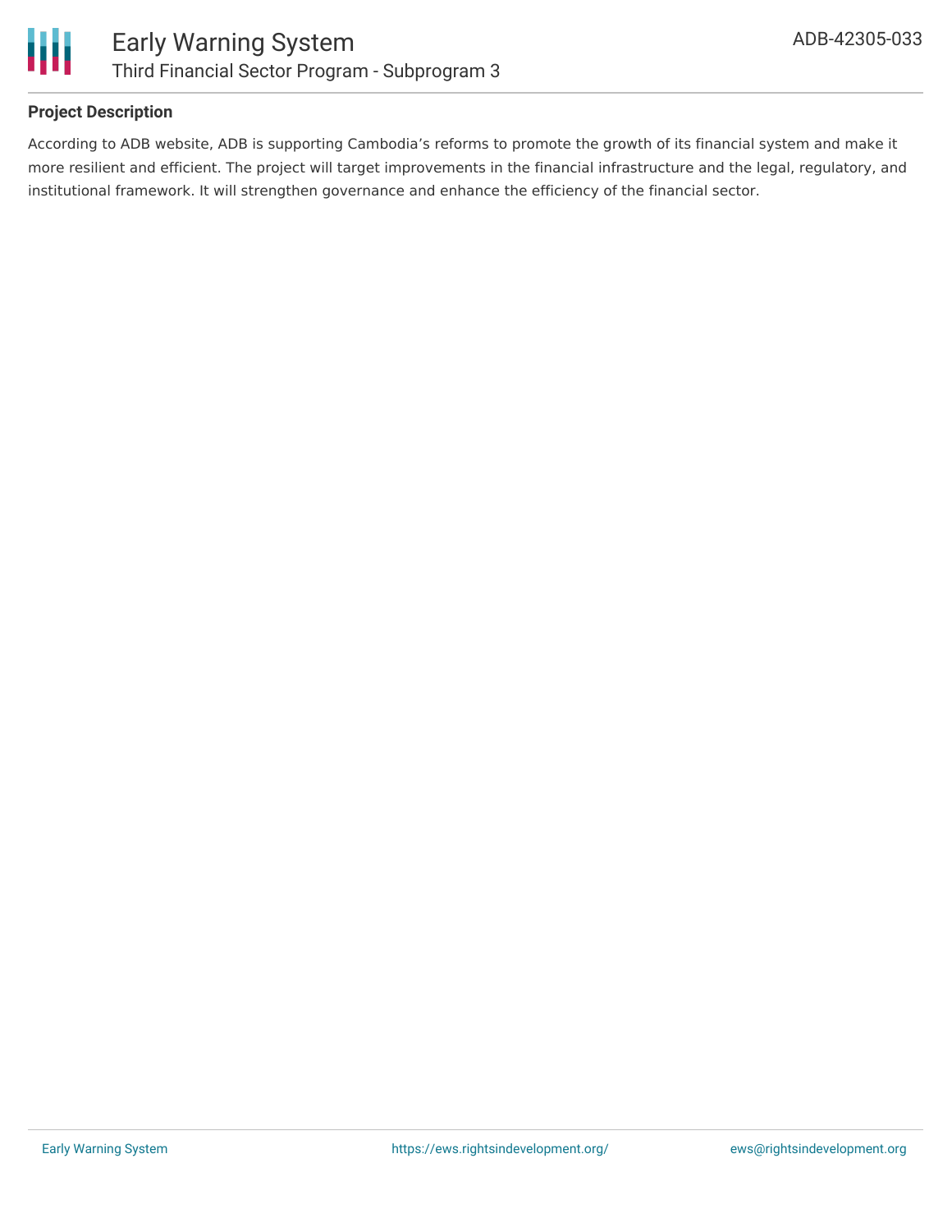## Project Description

According to ADB website, ADB is supporting Cambodia's reforms to promote the growth of its financial system and make it more resilient and efficient. The project will target improvements in the financial infrastructure and the legal, regulatory, and institutional framework. It will strengthen governance and enhance the efficiency of the financial sector.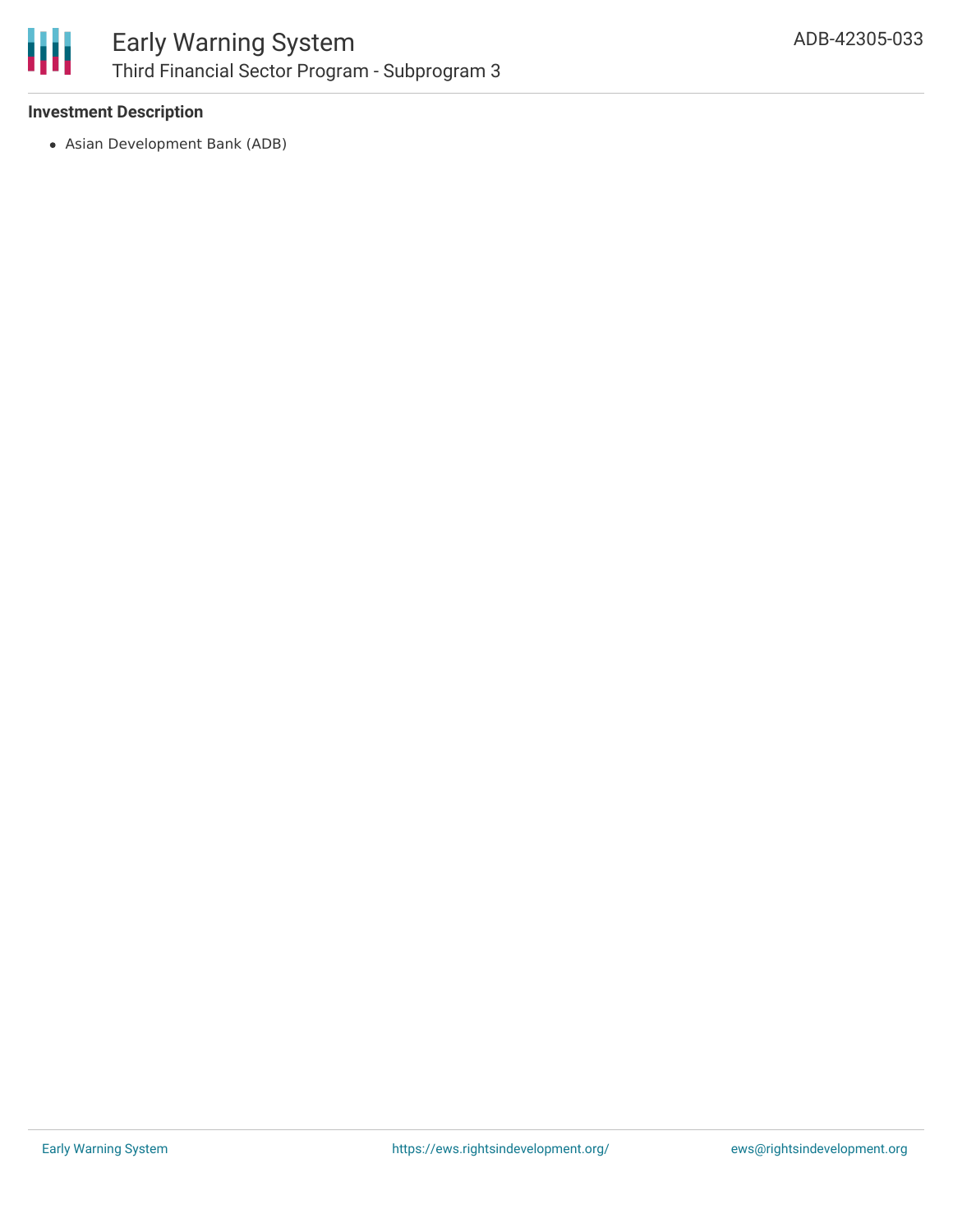**Investment Description**

- Asian Development Bank (ADB)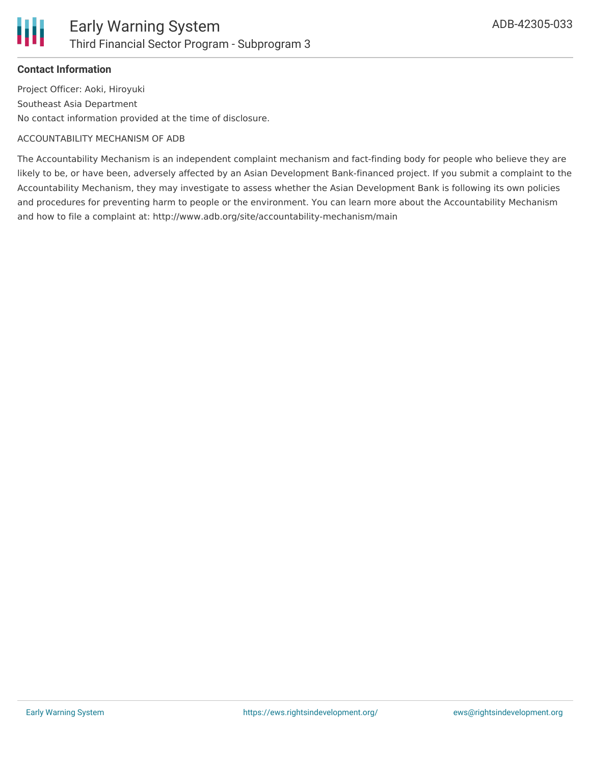**Contact Information**

Project Officer: Aoki, Hiroyuki

Southeast Asia Department

No contact information provided at the time of disclosure.

ACCOUNTABILITY MECHANISM OF ADB

The Accountability Mechanism is an independent complaint mechanism and fact-finding body for people who believe they are likely to be, or have been, adversely affected by an Asian Development Bank-financed project. If you submit a complaint to the Accountability Mechanism, they may investigate to assess whether the Asian Development Bank is following its own policies and procedures for preventing harm to people or the environment. You can learn more about the Accountability Mechanism and how to file a complaint at: http://www.adb.org/site/accountability-mechanism/main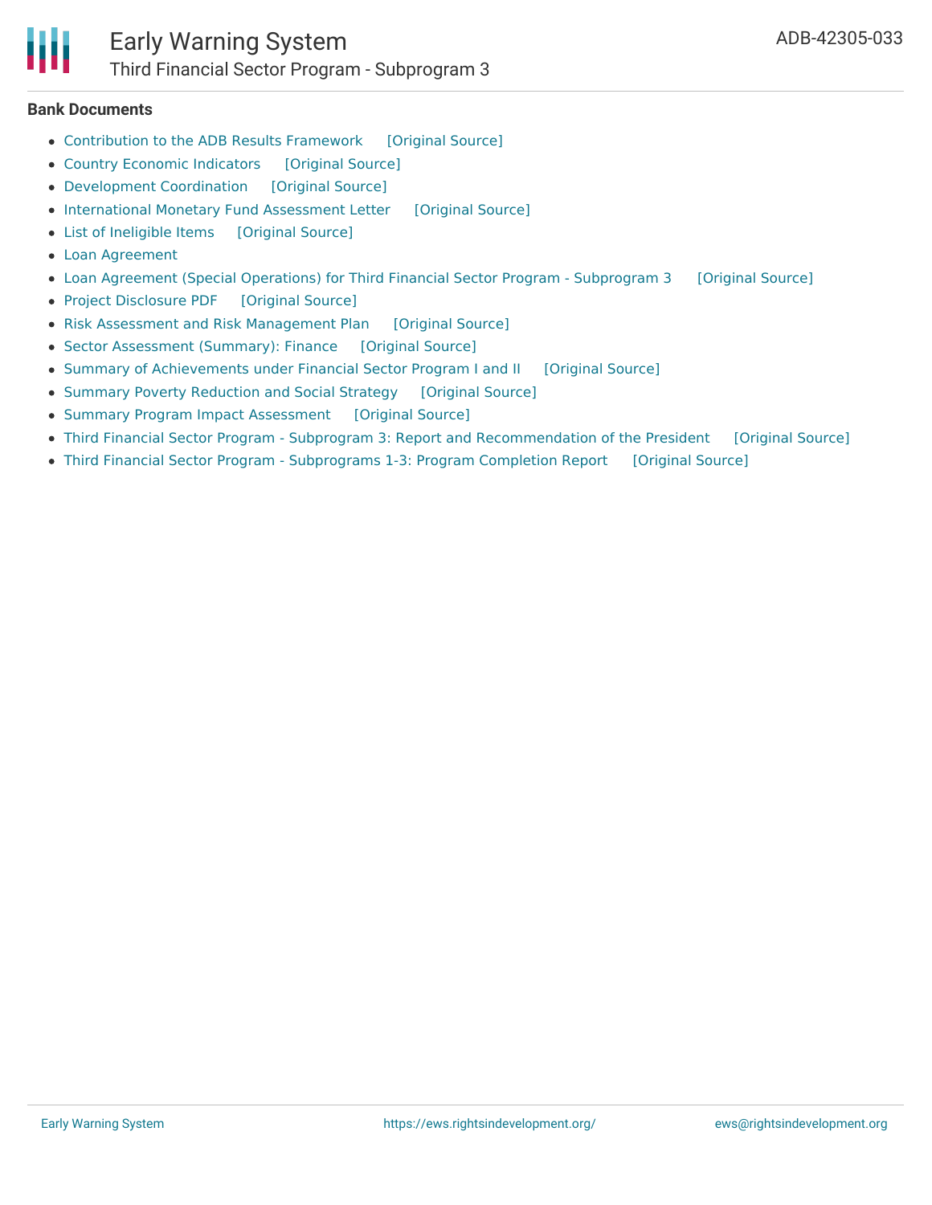## Bank Documents

- Contribution to the ADB Results Framework [Original Source]
- Country Economic Indicators [Original Source]
- Development Coordination [Original Source]
- International Monetary Fund Assessment Letter [Original Source]
- List of Ineligible Items [Original Source]
- Loan Agreement
- Loan Agreement (Special Operations) for Third Financial Sector Program - Subprogram 3 [Original Source]
- Project Disclosure PDF [Original Source]
- Risk Assessment and Risk Management Plan [Original Source]
- Sector Assessment (Summary): Finance [Original Source]
- Summary of Achievements under Financial Sector Program I and II [Original Source]
- Summary Poverty Reduction and Social Strategy [Original Source]
- Summary Program Impact Assessment [Original Source]
- Third Financial Sector Program - Subprogram 3: Report and Recommendation of the President [Original Source]
- Third Financial Sector Program - Subprograms 1-3: Program Completion Report [Original Source]